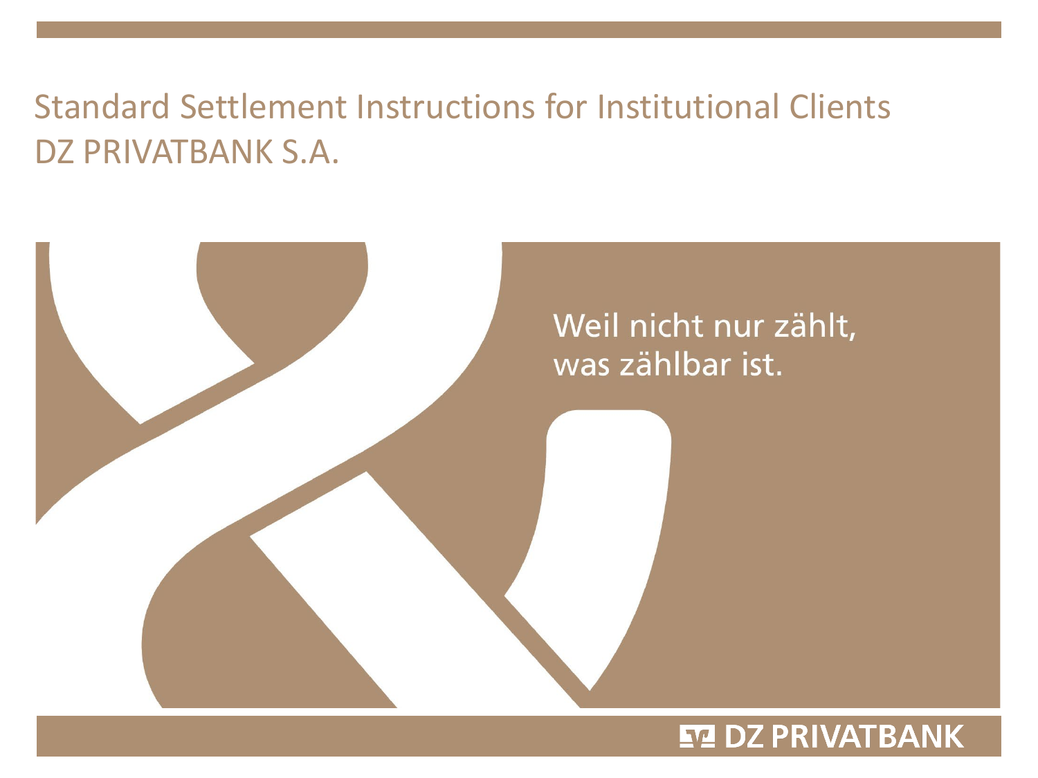# Standard Settlement Instructions for Institutional Clients
# DZ PRIVATBANK S.A.

Weil nicht nur zählt,
was zählbar ist.

DZ PRIVATBANK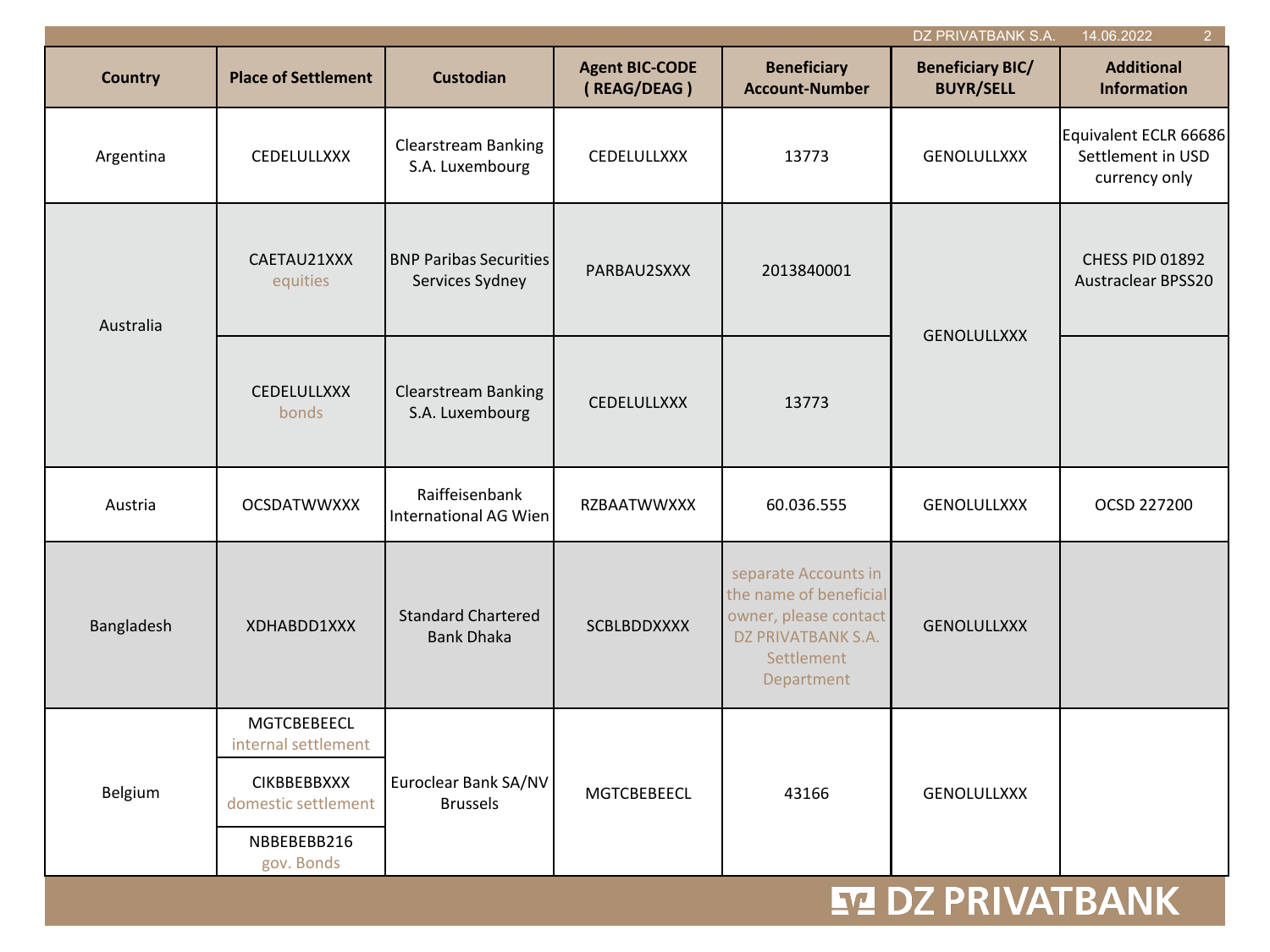| Country | Place of Settlement | Custodian | Agent BIC-CODE ( REAG/DEAG ) | Beneficiary Account-Number | Beneficiary BIC/ BUYR/SELL | Additional Information |
|---|---|---|---|---|---|---|
| Argentina | CEDELULLXXX | Clearstream Banking S.A. Luxembourg | CEDELULLXXX | 13773 | GENOLULLXXX | Equivalent ECLR 66686 Settlement in USD currency only |
| Australia | CAETAU21XXX equities | BNP Paribas Securities Services Sydney | PARBAU2SXXX | 2013840001 | GENOLULLXXX | CHESS PID 01892 Austraclear BPSS20 |
| | CEDELULLXXX bonds | Clearstream Banking S.A. Luxembourg | CEDELULLXXX | 13773 | | |
| Austria | OCSDATWWXXX | Raiffeisenbank International AG Wien | RZBAATWWXXX | 60.036.555 | GENOLULLXXX | OCSD 227200 |
| Bangladesh | XDHABDD1XXX | Standard Chartered Bank Dhaka | SCBLBDDXXXX | separate Accounts in the name of beneficial owner, please contact DZ PRIVATBANK S.A. Settlement Department | GENOLULLXXX | |
| Belgium | MGTCBEBEECL internal settlement | Euroclear Bank SA/NV Brussels | MGTCBEBEECL | 43166 | GENOLULLXXX | |
| | CIKBBEBBXXX domestic settlement | | | | | |
| | NBBEBEBB216 gov. Bonds | | | | | |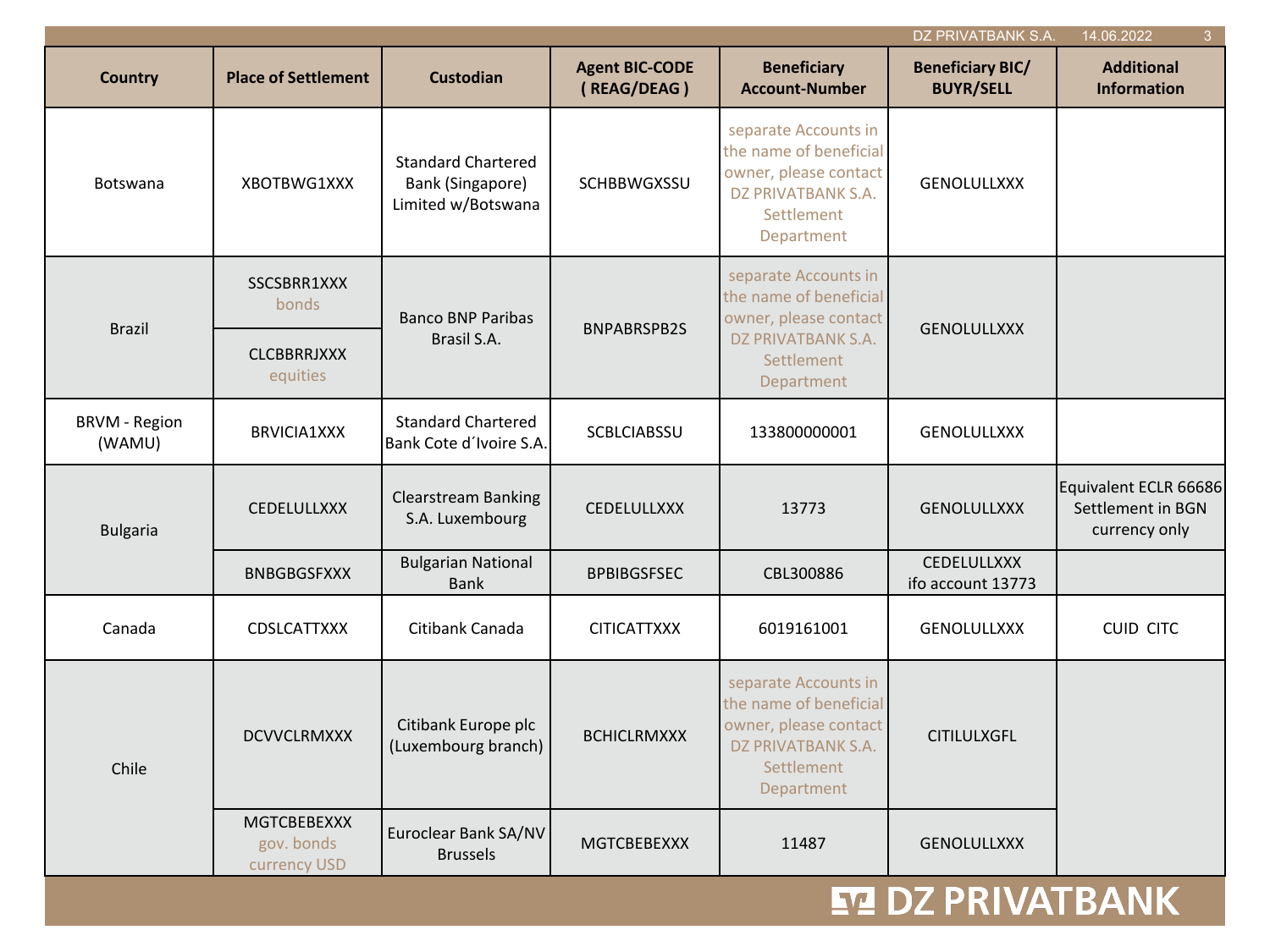| Country | Place of Settlement | Custodian | Agent BIC-CODE ( REAG/DEAG ) | Beneficiary Account-Number | Beneficiary BIC/ BUYR/SELL | Additional Information |
|---|---|---|---|---|---|---|
| Botswana | XBOTBWG1XXX | Standard Chartered Bank (Singapore) Limited w/Botswana | SCHBBWGXSSU | separate Accounts in the name of beneficial owner, please contact DZ PRIVATBANK S.A. Settlement Department | GENOLULLXXX | |
| Brazil | SSCSBRR1XXX bonds | Banco BNP Paribas Brasil S.A. | BNPABRSPB2S | separate Accounts in the name of beneficial owner, please contact DZ PRIVATBANK S.A. Settlement Department | GENOLULLXXX | |
| | CLCBBRRJXXX equities | | | | | |
| BRVM - Region (WAMU) | BRVICIA1XXX | Standard Chartered Bank Cote d´Ivoire S.A. | SCBLCIABSSU | 133800000001 | GENOLULLXXX | |
| Bulgaria | CEDELULLXXX | Clearstream Banking S.A. Luxembourg | CEDELULLXXX | 13773 | GENOLULLXXX | Equivalent ECLR 66686 Settlement in BGN currency only |
| | BNBGBGSFXXX | Bulgarian National Bank | BPBIBGSFSEC | CBL300886 | CEDELULLXXX ifo account 13773 | |
| Canada | CDSLCATTXXX | Citibank Canada | CITICATTXXX | 6019161001 | GENOLULLXXX | CUID CITC |
| Chile | DCVVCLRMXXX | Citibank Europe plc (Luxembourg branch) | BCHICLRMXXX | separate Accounts in the name of beneficial owner, please contact DZ PRIVATBANK S.A. Settlement Department | CITILULXGFL | |
| | MGTCBEBEXXX gov. bonds currency USD | Euroclear Bank SA/NV Brussels | MGTCBEBEXXX | 11487 | GENOLULLXXX | |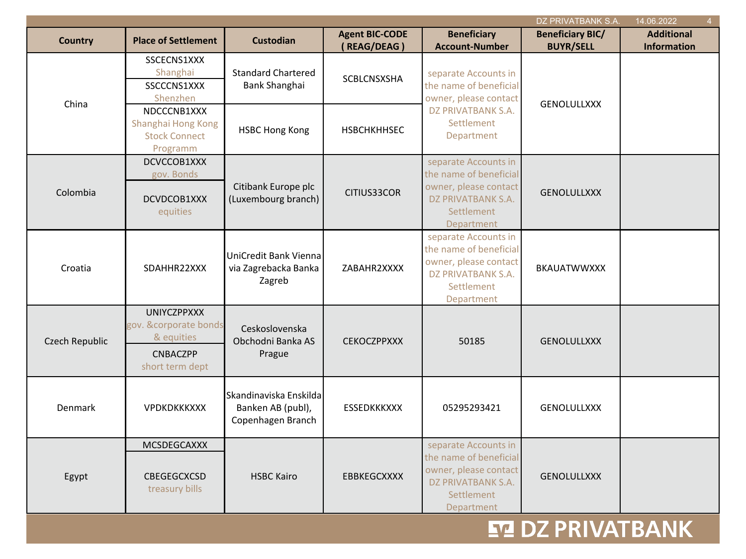| Country | Place of Settlement | Custodian | Agent BIC-CODE ( REAG/DEAG ) | Beneficiary Account-Number | Beneficiary BIC/ BUYR/SELL | Additional Information |
|---|---|---|---|---|---|---|
| China | SSCECNS1XXX Shanghai | Standard Chartered Bank Shanghai | SCBLCNSXSHA | separate Accounts in the name of beneficial owner, please contact DZ PRIVATBANK S.A. Settlement Department | GENOLULLXXX | |
| | SSCCCNS1XXX Shenzhen | | | | | |
| | NDCCCNB1XXX Shanghai Hong Kong Stock Connect Programm | HSBC Hong Kong | HSBCHKHHSEC | | | |
| Colombia | DCVCCOB1XXX gov. Bonds | Citibank Europe plc (Luxembourg branch) | CITIUS33COR | separate Accounts in the name of beneficial owner, please contact DZ PRIVATBANK S.A. Settlement Department | GENOLULLXXX | |
| | DCVDCOB1XXX equities | | | | | |
| Croatia | SDAHHR22XXX | UniCredit Bank Vienna via Zagrebacka Banka Zagreb | ZABAHR2XXXX | separate Accounts in the name of beneficial owner, please contact DZ PRIVATBANK S.A. Settlement Department | BKAUATWWXXX | |
| Czech Republic | UNIYCZPPXXX gov. &corporate bonds & equities | Ceskoslovenska Obchodni Banka AS Prague | CEKOCZPPXXX | 50185 | GENOLULLXXX | |
| | CNBACZPP short term dept | | | | | |
| Denmark | VPDKDKKKXXX | Skandinaviska Enskilda Banken AB (publ), Copenhagen Branch | ESSEDKKKXXX | 05295293421 | GENOLULLXXX | |
| Egypt | MCSDEGCAXXX | HSBC Kairo | EBBKEGCXXXX | separate Accounts in the name of beneficial owner, please contact DZ PRIVATBANK S.A. Settlement Department | GENOLULLXXX | |
| | CBEGEGCXCSD treasury bills | | | | | |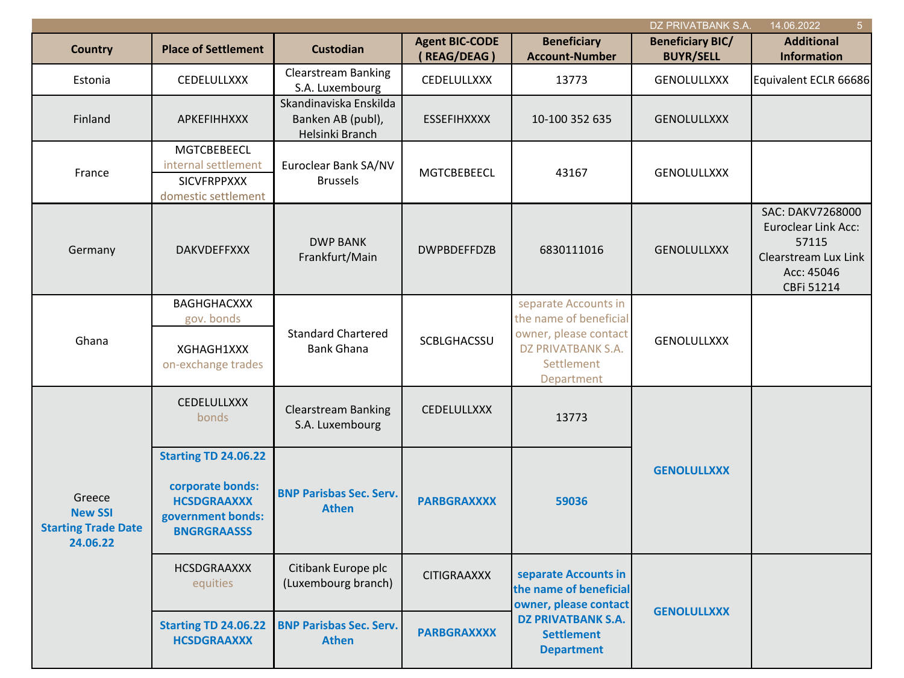| Country | Place of Settlement | Custodian | Agent BIC-CODE ( REAG/DEAG ) | Beneficiary Account-Number | Beneficiary BIC/ BUYR/SELL | Additional Information |
|---|---|---|---|---|---|---|
| Estonia | CEDELULLXXX | Clearstream Banking S.A. Luxembourg | CEDELULLXXX | 13773 | GENOLULLXXX | Equivalent ECLR 66686 |
| Finland | APKEFIHHXXX | Skandinaviska Enskilda Banken AB (publ), Helsinki Branch | ESSEFIHXXXX | 10-100 352 635 | GENOLULLXXX | |
| France | MGTCBEBEECL internal settlement<br>SICVFRPPXXX domestic settlement | Euroclear Bank SA/NV Brussels | MGTCBEBEECL | 43167 | GENOLULLXXX | |
| Germany | DAKVDEFFXXX | DWP BANK Frankfurt/Main | DWPBDEFFDZB | 6830111016 | GENOLULLXXX | SAC: DAKV7268000 Euroclear Link Acc: 57115 Clearstream Lux Link Acc: 45046 CBFi 51214 |
| Ghana | BAGHGHACXXX gov. bonds<br>XGHAGH1XXX on-exchange trades | Standard Chartered Bank Ghana | SCBLGHACSSU | separate Accounts in the name of beneficial owner, please contact DZ PRIVATBANK S.A. Settlement Department | GENOLULLXXX | |
| Greece **New SSI Starting Trade Date 24.06.22** | CEDELULLXXX bonds | Clearstream Banking S.A. Luxembourg | CEDELULLXXX | 13773 | **GENOLULLXXX** | |
| | **Starting TD 24.06.22 corporate bonds: HCSDGRAAXXX government bonds: BNGRGRAASSS** | **BNP Paribas Sec. Serv. Athen** | **PARBGRAXXXX** | **59036** | | |
| | HCSDGRAAXXX equities | Citibank Europe plc (Luxembourg branch) | CITIGRAAXXX | **separate Accounts in the name of beneficial owner, please contact DZ PRIVATBANK S.A. Settlement Department** | **GENOLULLXXX** | |
| | **Starting TD 24.06.22 HCSDGRAAXXX** | **BNP Paribas Sec. Serv. Athen** | **PARBGRAXXXX** | | | |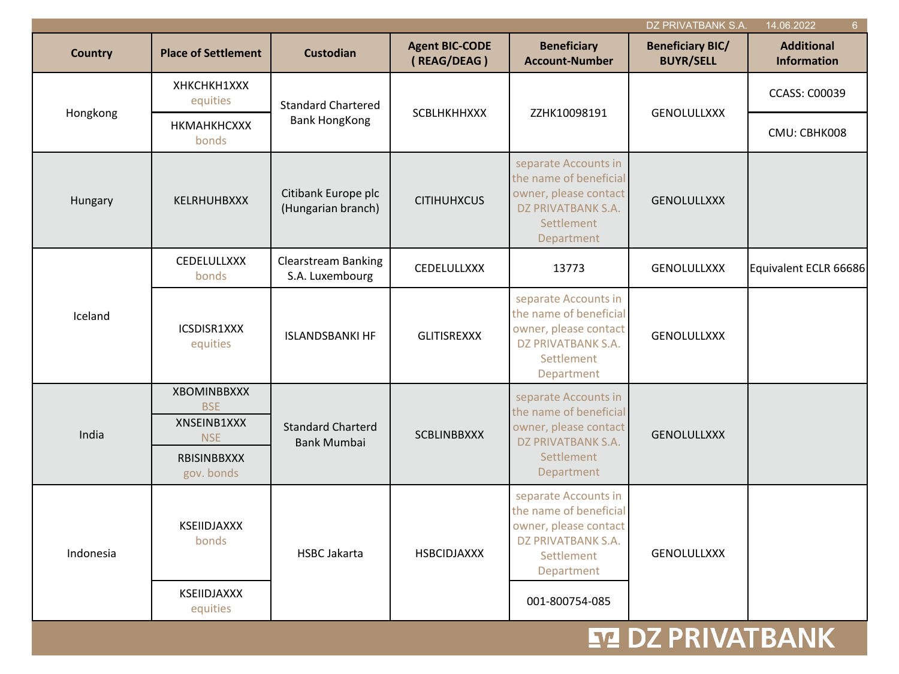| Country | Place of Settlement | Custodian | Agent BIC-CODE ( REAG/DEAG ) | Beneficiary Account-Number | Beneficiary BIC/ BUYR/SELL | Additional Information |
|---|---|---|---|---|---|---|
| Hongkong | XHKCHKH1XXX equities | Standard Chartered Bank HongKong | SCBLHKHHXXX | ZZHK10098191 | GENOLULLXXX | CCASS: C00039 |
| | HKMAHKHCXXX bonds | | | | | CMU: CBHK008 |
| Hungary | KELRHUHBXXX | Citibank Europe plc (Hungarian branch) | CITIHUHXCUS | separate Accounts in the name of beneficial owner, please contact DZ PRIVATBANK S.A. Settlement Department | GENOLULLXXX | |
| Iceland | CEDELULLXXX bonds | Clearstream Banking S.A. Luxembourg | CEDELULLXXX | 13773 | GENOLULLXXX | Equivalent ECLR 66686 |
| | ICSDISR1XXX equities | ISLANDSBANKI HF | GLITISREXXX | separate Accounts in the name of beneficial owner, please contact DZ PRIVATBANK S.A. Settlement Department | GENOLULLXXX | |
| India | XBOMINBBXXX BSE | Standard Charterd Bank Mumbai | SCBLINBBXXX | separate Accounts in the name of beneficial owner, please contact DZ PRIVATBANK S.A. Settlement Department | GENOLULLXXX | |
| | XNSEINB1XXX NSE | | | | | |
| | RBISINBBXXX gov. bonds | | | | | |
| Indonesia | KSEIIDJAXXX bonds | HSBC Jakarta | HSBCIDJAXXX | separate Accounts in the name of beneficial owner, please contact DZ PRIVATBANK S.A. Settlement Department | GENOLULLXXX | |
| | KSEIIDJAXXX equities | | | 001-800754-085 | | |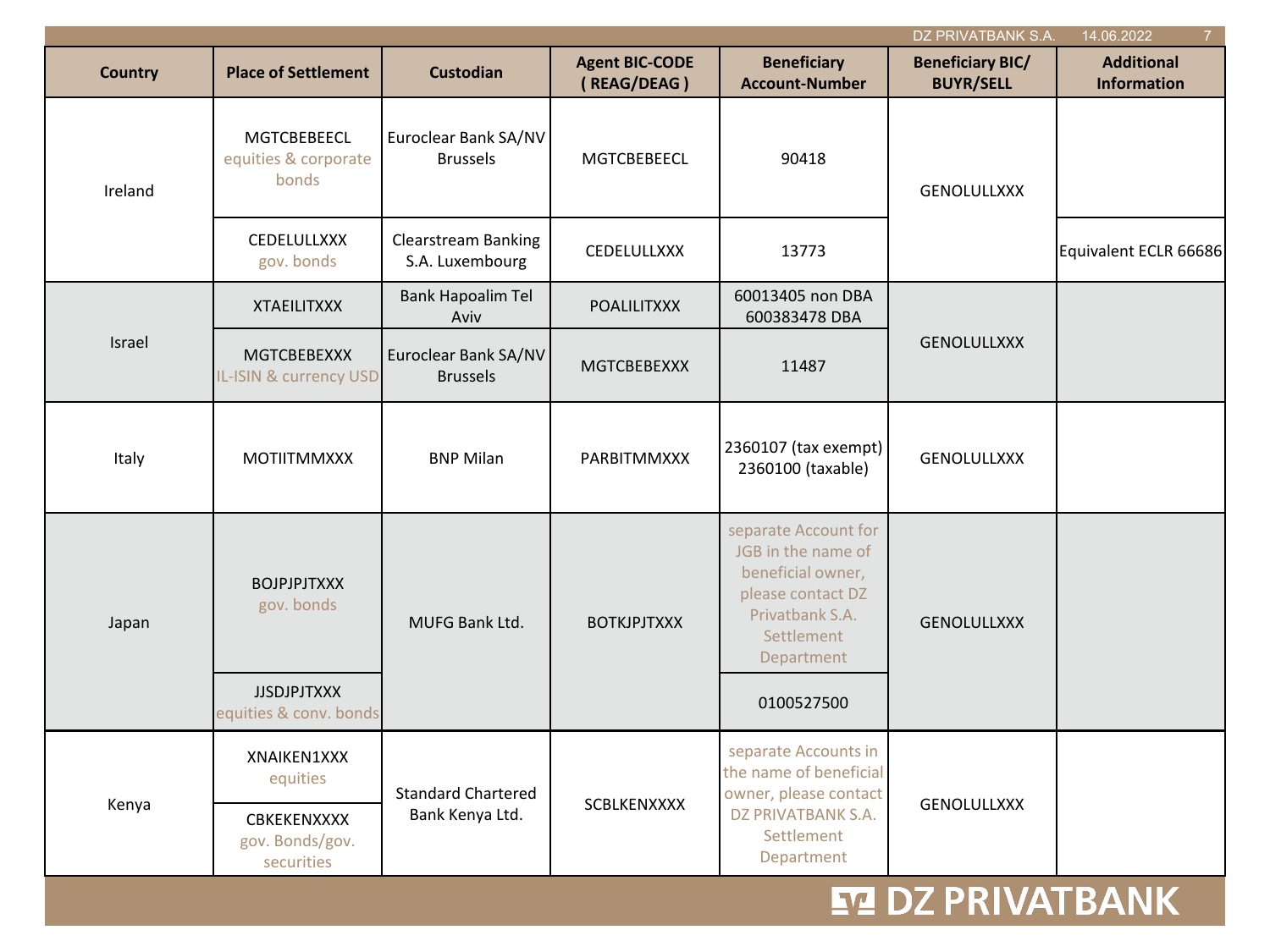| Country | Place of Settlement | Custodian | Agent BIC-CODE ( REAG/DEAG ) | Beneficiary Account-Number | Beneficiary BIC/ BUYR/SELL | Additional Information |
|---|---|---|---|---|---|---|
| Ireland | MGTCBEBEECL equities & corporate bonds | Euroclear Bank SA/NV Brussels | MGTCBEBEECL | 90418 | GENOLULLXXX | |
| | CEDELULLXXX gov. bonds | Clearstream Banking S.A. Luxembourg | CEDELULLXXX | 13773 | | Equivalent ECLR 66686 |
| Israel | XTAEILITXXX | Bank Hapoalim Tel Aviv | POALILITXXX | 60013405 non DBA 600383478 DBA | GENOLULLXXX | |
| | MGTCBEBEXXX IL-ISIN & currency USD | Euroclear Bank SA/NV Brussels | MGTCBEBEXXX | 11487 | | |
| Italy | MOTIITMMXXX | BNP Milan | PARBITMMXXX | 2360107 (tax exempt) 2360100 (taxable) | GENOLULLXXX | |
| Japan | BOJPJPJTXXX gov. bonds | MUFG Bank Ltd. | BOTKJPJTXXX | separate Account for JGB in the name of beneficial owner, please contact DZ Privatbank S.A. Settlement Department | GENOLULLXXX | |
| | JJSDJPJTXXX equities & conv. bonds | | | 0100527500 | | |
| Kenya | XNAIKEN1XXX equities | Standard Chartered Bank Kenya Ltd. | SCBLKENXXXX | separate Accounts in the name of beneficial owner, please contact DZ PRIVATBANK S.A. Settlement Department | GENOLULLXXX | |
| | CBKEKENXXXX gov. Bonds/gov. securities | | | | | |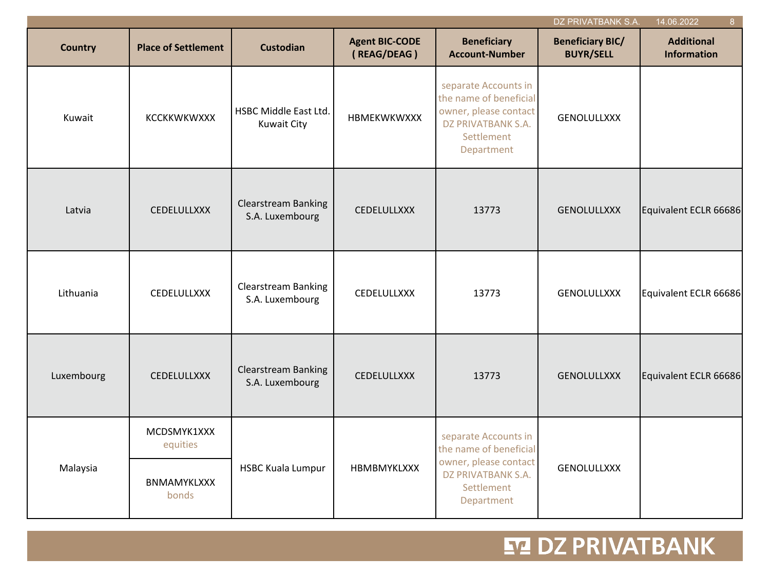| Country | Place of Settlement | Custodian | Agent BIC-CODE ( REAG/DEAG ) | Beneficiary Account-Number | Beneficiary BIC/ BUYR/SELL | Additional Information |
|---|---|---|---|---|---|---|
| Kuwait | KCCKKWKWXXX | HSBC Middle East Ltd. Kuwait City | HBMEKWKWXXX | separate Accounts in the name of beneficial owner, please contact DZ PRIVATBANK S.A. Settlement Department | GENOLULLXXX | |
| Latvia | CEDELULLXXX | Clearstream Banking S.A. Luxembourg | CEDELULLXXX | 13773 | GENOLULLXXX | Equivalent ECLR 66686 |
| Lithuania | CEDELULLXXX | Clearstream Banking S.A. Luxembourg | CEDELULLXXX | 13773 | GENOLULLXXX | Equivalent ECLR 66686 |
| Luxembourg | CEDELULLXXX | Clearstream Banking S.A. Luxembourg | CEDELULLXXX | 13773 | GENOLULLXXX | Equivalent ECLR 66686 |
| Malaysia | MCDSMYK1XXX equities | HSBC Kuala Lumpur | HBMBMYKLXXX | separate Accounts in the name of beneficial owner, please contact DZ PRIVATBANK S.A. Settlement Department | GENOLULLXXX | |
| | BNMAMYKLXXX bonds | | | | | |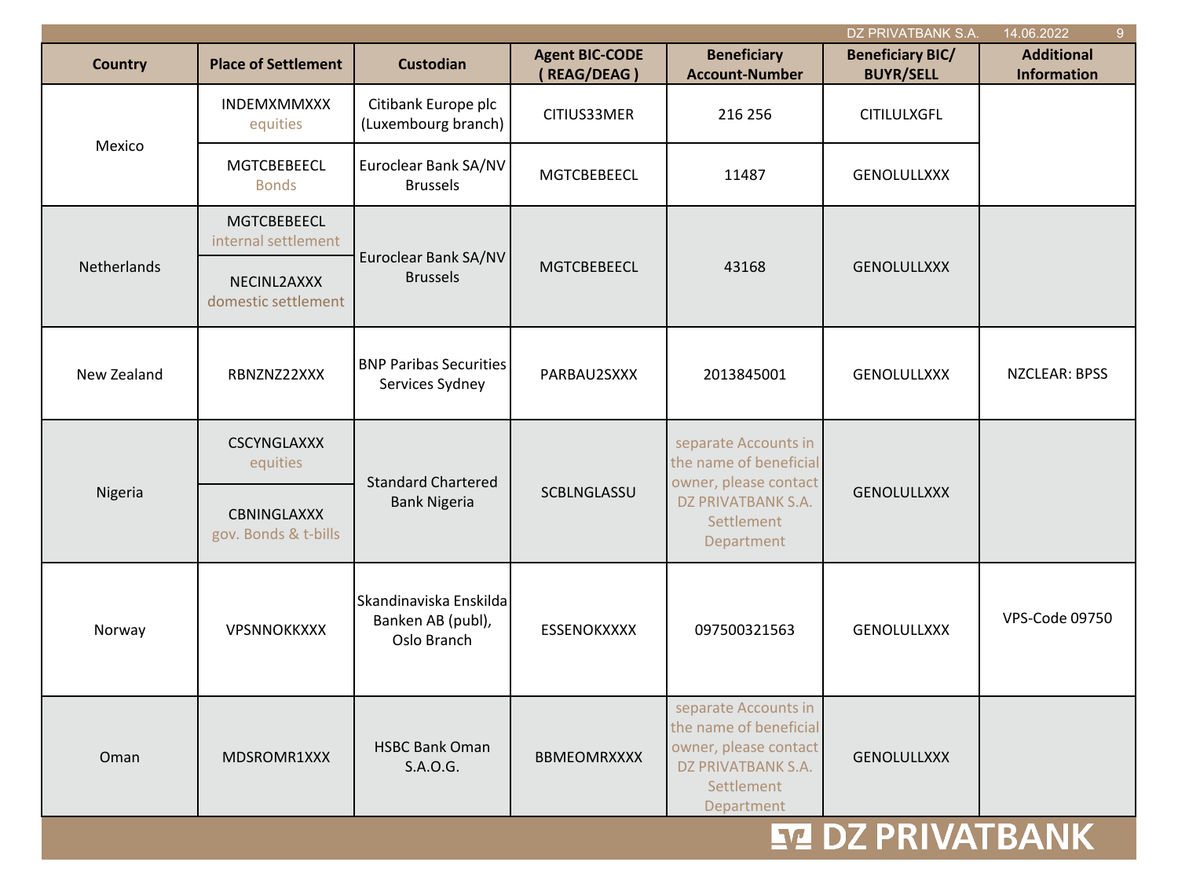| Country | Place of Settlement | Custodian | Agent BIC-CODE ( REAG/DEAG ) | Beneficiary Account-Number | Beneficiary BIC/ BUYR/SELL | Additional Information |
|---|---|---|---|---|---|---|
| Mexico | INDEMXMMXXX equities | Citibank Europe plc (Luxembourg branch) | CITIUS33MER | 216 256 | CITILULXGFL | |
| | MGTCBEBEECL Bonds | Euroclear Bank SA/NV Brussels | MGTCBEBEECL | 11487 | GENOLULLXXX | |
| Netherlands | MGTCBEBEECL internal settlement | Euroclear Bank SA/NV Brussels | MGTCBEBEECL | 43168 | GENOLULLXXX | |
| | NECINL2AXXX domestic settlement | | | | | |
| New Zealand | RBNZNZ22XXX | BNP Paribas Securities Services Sydney | PARBAU2SXXX | 2013845001 | GENOLULLXXX | NZCLEAR: BPSS |
| Nigeria | CSCYNGLAXXX equities | Standard Chartered Bank Nigeria | SCBLNGLASSU | separate Accounts in the name of beneficial owner, please contact DZ PRIVATBANK S.A. Settlement Department | GENOLULLXXX | |
| | CBNINGLAXXX gov. Bonds & t-bills | | | | | |
| Norway | VPSNNOKKXXX | Skandinaviska Enskilda Banken AB (publ), Oslo Branch | ESSENOKXXXX | 097500321563 | GENOLULLXXX | VPS-Code 09750 |
| Oman | MDSROMR1XXX | HSBC Bank Oman S.A.O.G. | BBMEOMRXXXX | separate Accounts in the name of beneficial owner, please contact DZ PRIVATBANK S.A. Settlement Department | GENOLULLXXX | |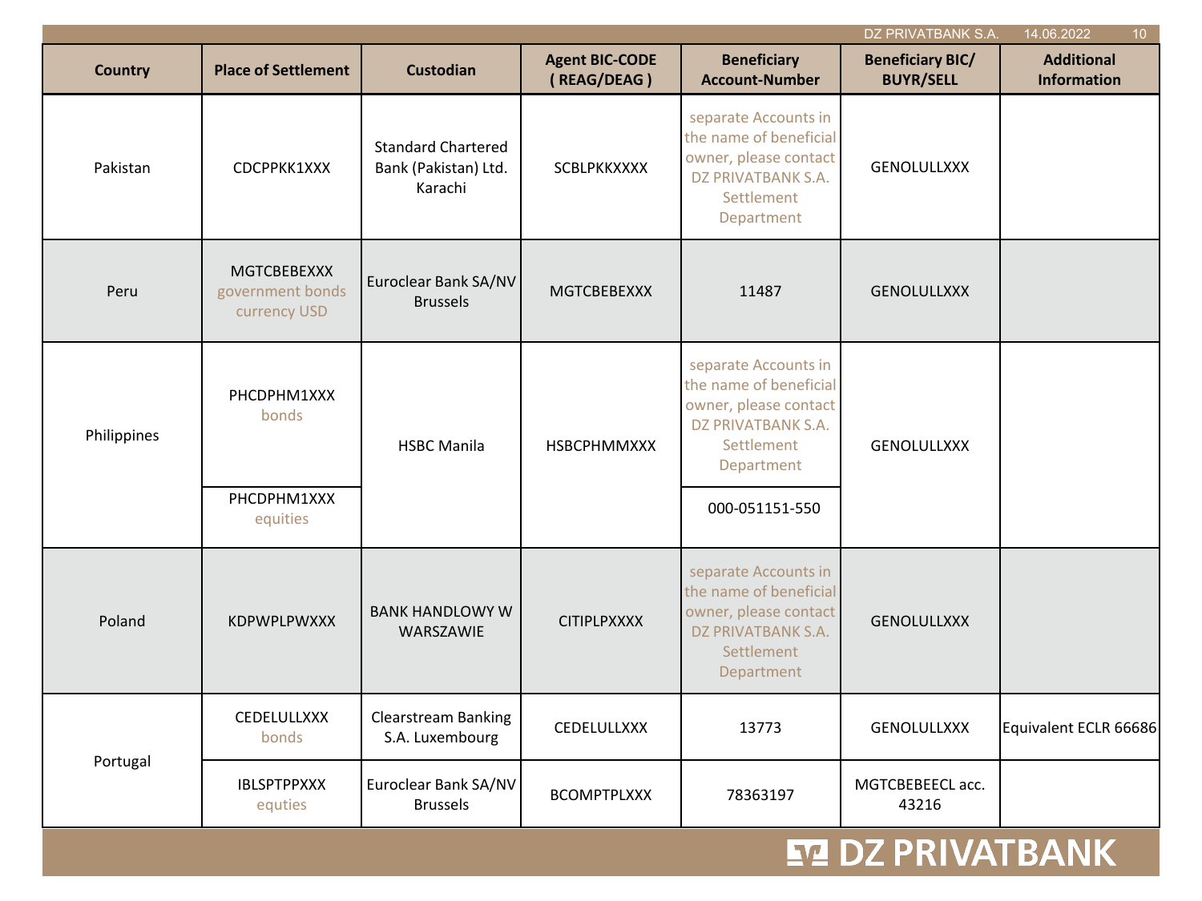| Country | Place of Settlement | Custodian | Agent BIC-CODE ( REAG/DEAG ) | Beneficiary Account-Number | Beneficiary BIC/ BUYR/SELL | Additional Information |
|---|---|---|---|---|---|---|
| Pakistan | CDCPPKK1XXX | Standard Chartered Bank (Pakistan) Ltd. Karachi | SCBLPKKXXXX | separate Accounts in the name of beneficial owner, please contact DZ PRIVATBANK S.A. Settlement Department | GENOLULLXXX | |
| Peru | MGTCBEBEXXX government bonds currency USD | Euroclear Bank SA/NV Brussels | MGTCBEBEXXX | 11487 | GENOLULLXXX | |
| Philippines | PHCDPHM1XXX bonds | HSBC Manila | HSBCPHMMXXX | separate Accounts in the name of beneficial owner, please contact DZ PRIVATBANK S.A. Settlement Department | GENOLULLXXX | |
| | PHCDPHM1XXX equities | | | 000-051151-550 | | |
| Poland | KDPWPLPWXXX | BANK HANDLOWY W WARSZAWIE | CITIPLPXXXX | separate Accounts in the name of beneficial owner, please contact DZ PRIVATBANK S.A. Settlement Department | GENOLULLXXX | |
| Portugal | CEDELULLXXX bonds | Clearstream Banking S.A. Luxembourg | CEDELULLXXX | 13773 | GENOLULLXXX | Equivalent ECLR 66686 |
| | IBLSPTPPXXX equties | Euroclear Bank SA/NV Brussels | BCOMPTPLXXX | 78363197 | MGTCBEBEECL acc. 43216 | |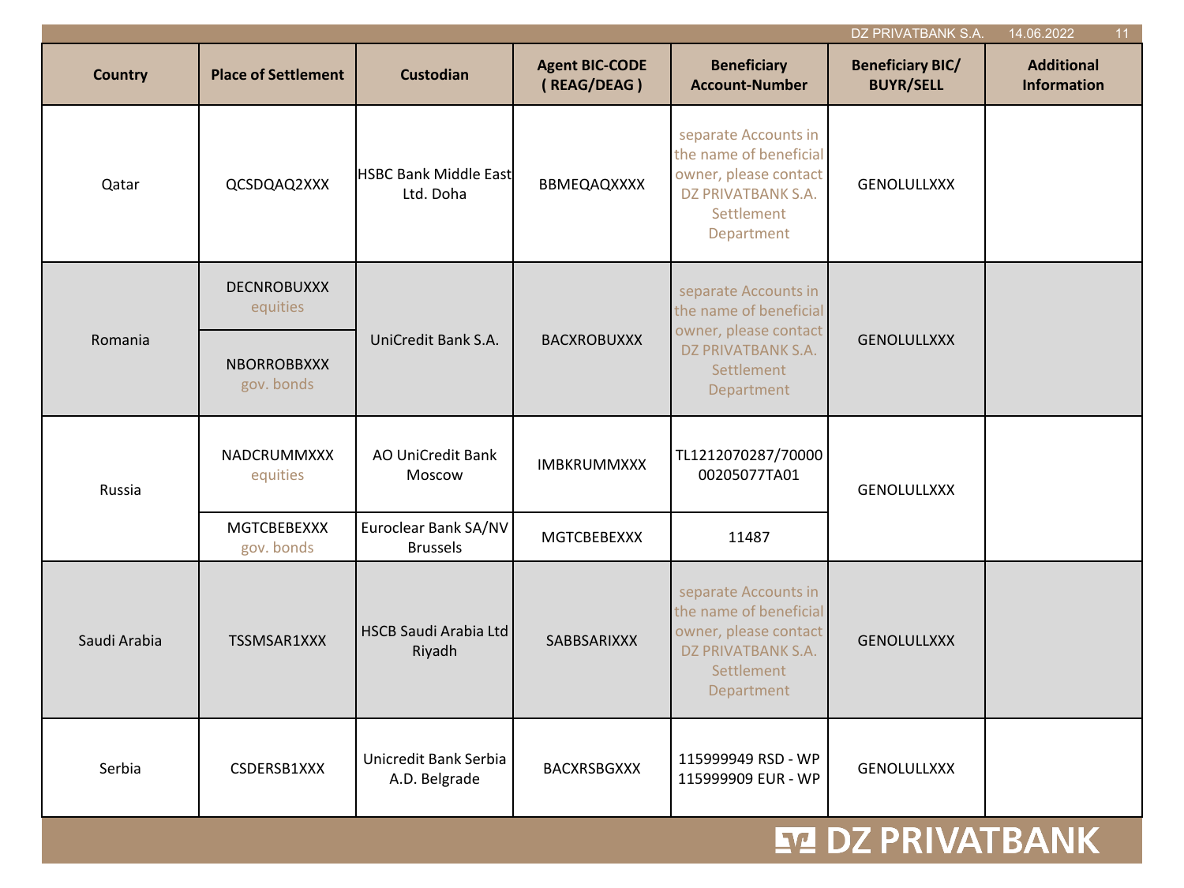| Country | Place of Settlement | Custodian | Agent BIC-CODE ( REAG/DEAG ) | Beneficiary Account-Number | Beneficiary BIC/ BUYR/SELL | Additional Information |
|---|---|---|---|---|---|---|
| Qatar | QCSDQAQ2XXX | HSBC Bank Middle East Ltd. Doha | BBMEQAQXXXX | separate Accounts in the name of beneficial owner, please contact DZ PRIVATBANK S.A. Settlement Department | GENOLULLXXX | |
| Romania | DECNROBUXXX equities | UniCredit Bank S.A. | BACXROBUXXX | separate Accounts in the name of beneficial owner, please contact DZ PRIVATBANK S.A. Settlement Department | GENOLULLXXX | |
| | NBORROBBXXX gov. bonds | | | | | |
| Russia | NADCRUMMXXX equities | AO UniCredit Bank Moscow | IMBKRUMMXXX | TL1212070287/70000 00205077TA01 | GENOLULLXXX | |
| | MGTCBEBEXXX gov. bonds | Euroclear Bank SA/NV Brussels | MGTCBEBEXXX | 11487 | | |
| Saudi Arabia | TSSMSAR1XXX | HSCB Saudi Arabia Ltd Riyadh | SABBSARIXXX | separate Accounts in the name of beneficial owner, please contact DZ PRIVATBANK S.A. Settlement Department | GENOLULLXXX | |
| Serbia | CSDERSB1XXX | Unicredit Bank Serbia A.D. Belgrade | BACXRSBGXXX | 115999949 RSD - WP<br>115999909 EUR - WP | GENOLULLXXX | |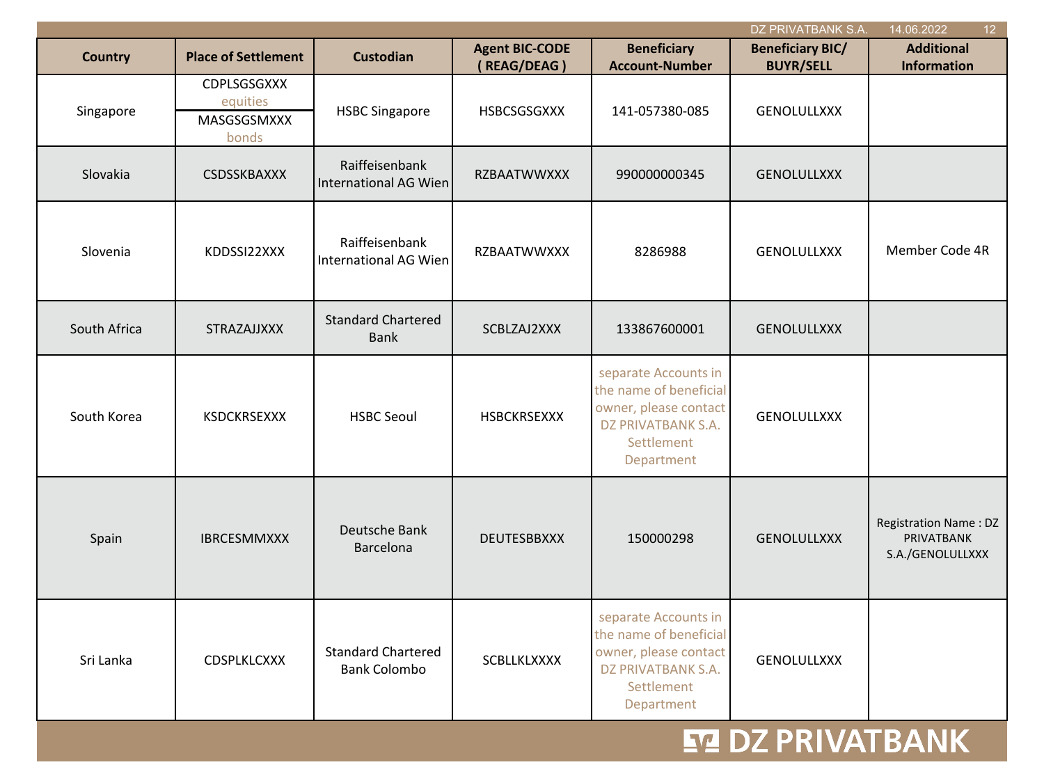| Country | Place of Settlement | Custodian | Agent BIC-CODE ( REAG/DEAG ) | Beneficiary Account-Number | Beneficiary BIC/ BUYR/SELL | Additional Information |
|---|---|---|---|---|---|---|
| Singapore | CDPLSGSGXXX equities<br>MASGSGSMXXX bonds | HSBC Singapore | HSBCSGSGXXX | 141-057380-085 | GENOLULLXXX | |
| Slovakia | CSDSSKBAXXX | Raiffeisenbank International AG Wien | RZBAATWWXXX | 990000000345 | GENOLULLXXX | |
| Slovenia | KDDSSI22XXX | Raiffeisenbank International AG Wien | RZBAATWWXXX | 8286988 | GENOLULLXXX | Member Code 4R |
| South Africa | STRAZAJJXXX | Standard Chartered Bank | SCBLZAJ2XXX | 133867600001 | GENOLULLXXX | |
| South Korea | KSDCKRSEXXX | HSBC Seoul | HSBCKRSEXXX | separate Accounts in the name of beneficial owner, please contact DZ PRIVATBANK S.A. Settlement Department | GENOLULLXXX | |
| Spain | IBRCESMMXXX | Deutsche Bank Barcelona | DEUTESBBXXX | 150000298 | GENOLULLXXX | Registration Name : DZ PRIVATBANK S.A./GENOLULLXXX |
| Sri Lanka | CDSPLKLCXXX | Standard Chartered Bank Colombo | SCBLLKLXXXX | separate Accounts in the name of beneficial owner, please contact DZ PRIVATBANK S.A. Settlement Department | GENOLULLXXX | |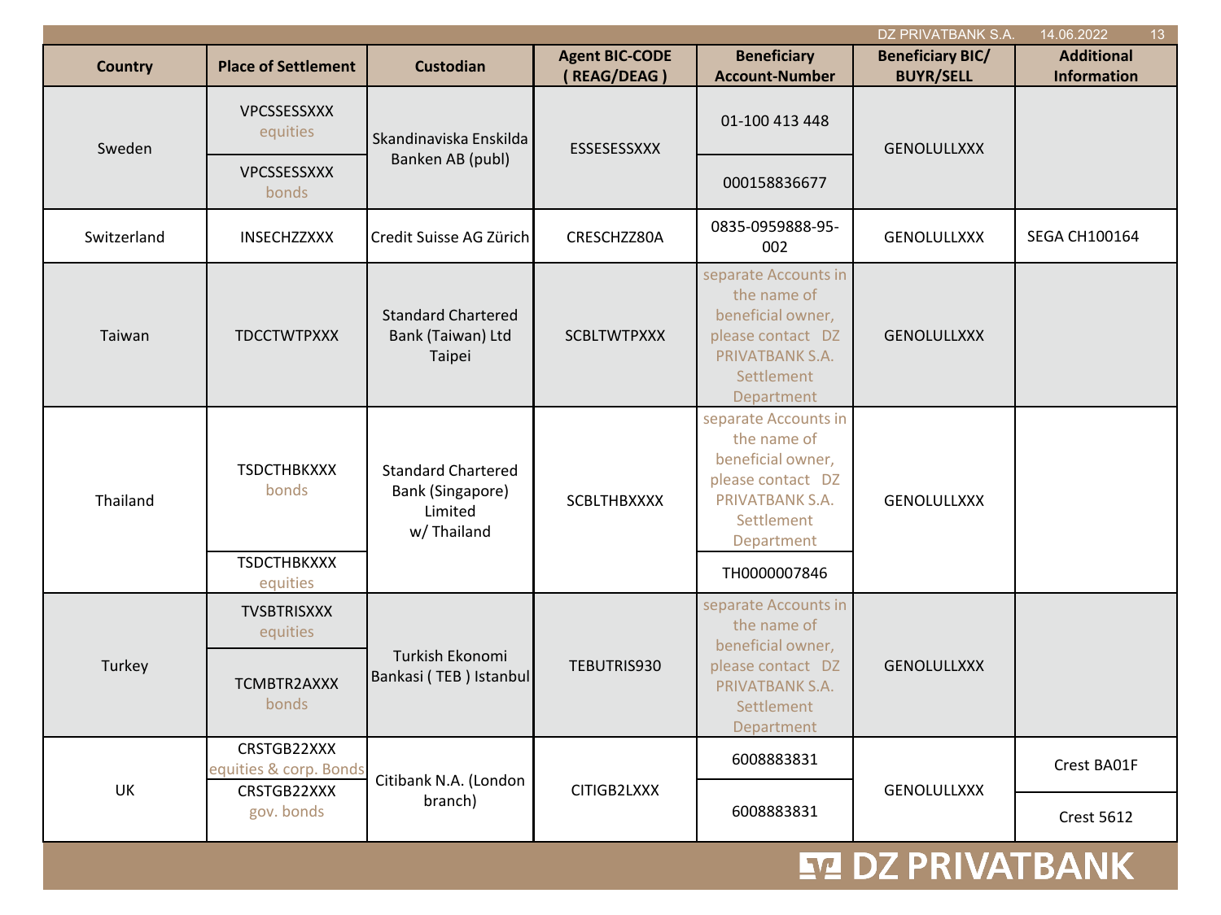| Country | Place of Settlement | Custodian | Agent BIC-CODE ( REAG/DEAG ) | Beneficiary Account-Number | Beneficiary BIC/ BUYR/SELL | Additional Information |
|---|---|---|---|---|---|---|
| Sweden | VPCSSESSXXX equities | Skandinaviska Enskilda Banken AB (publ) | ESSESESSXXX | 01-100 413 448 | GENOLULLXXX | |
| | VPCSSESSXXX bonds | | | 000158836677 | | |
| Switzerland | INSECHZZXXX | Credit Suisse AG Zürich | CRESCHZZ80A | 0835-0959888-95-002 | GENOLULLXXX | SEGA CH100164 |
| Taiwan | TDCCTWTPXXX | Standard Chartered Bank (Taiwan) Ltd Taipei | SCBLTWTPXXX | separate Accounts in the name of beneficial owner, please contact DZ PRIVATBANK S.A. Settlement Department | GENOLULLXXX | |
| Thailand | TSDCTHBKXXXX bonds | Standard Chartered Bank (Singapore) Limited w/ Thailand | SCBLTHBXXXX | separate Accounts in the name of beneficial owner, please contact DZ PRIVATBANK S.A. Settlement Department | GENOLULLXXX | |
| | TSDCTHBKXXXX equities | | | TH0000007846 | | |
| Turkey | TVSBTRISXXX equities | Turkish Ekonomi Bankasi ( TEB ) Istanbul | TEBUTRIS930 | separate Accounts in the name of beneficial owner, please contact DZ PRIVATBANK S.A. Settlement Department | GENOLULLXXX | |
| | TCMBTR2AXXX bonds | | | | | |
| UK | CRSTGB22XXX equities & corp. Bonds | Citibank N.A. (London branch) | CITIGB2LXXX | 6008883831 | GENOLULLXXX | Crest BA01F |
| | CRSTGB22XXX gov. bonds | | | 6008883831 | | Crest 5612 |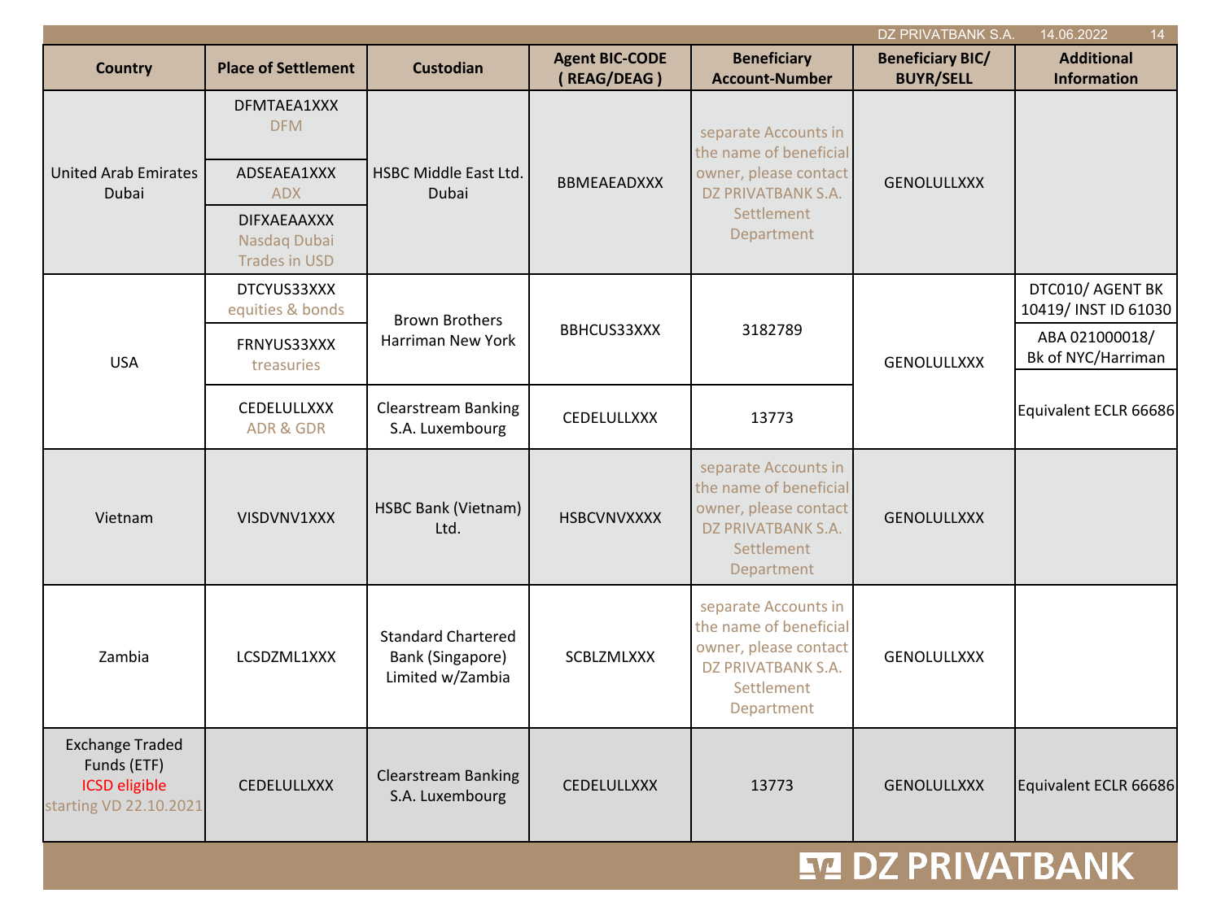| Country | Place of Settlement | Custodian | Agent BIC-CODE ( REAG/DEAG ) | Beneficiary Account-Number | Beneficiary BIC/ BUYR/SELL | Additional Information |
|---|---|---|---|---|---|---|
| United Arab Emirates Dubai | DFMTAEA1XXX DFM | HSBC Middle East Ltd. Dubai | BBMEAEADXXX | separate Accounts in the name of beneficial owner, please contact DZ PRIVATBANK S.A. Settlement Department | GENOLULLXXX | |
| | ADSEAEA1XXX ADX | | | | | |
| | DIFXAEAAXXX Nasdaq Dubai Trades in USD | | | | | |
| USA | DTCYUS33XXX equities & bonds | Brown Brothers Harriman New York | BBHCUS33XXX | 3182789 | GENOLULLXXX | DTC010/ AGENT BK 10419/ INST ID 61030 |
| | FRNYUS33XXX treasuries | | | | | ABA 021000018/ Bk of NYC/Harriman |
| | CEDELULLXXX ADR & GDR | Clearstream Banking S.A. Luxembourg | CEDELULLXXX | 13773 | | Equivalent ECLR 66686 |
| Vietnam | VISDVNV1XXX | HSBC Bank (Vietnam) Ltd. | HSBCVNVXXXX | separate Accounts in the name of beneficial owner, please contact DZ PRIVATBANK S.A. Settlement Department | GENOLULLXXX | |
| Zambia | LCSDZML1XXX | Standard Chartered Bank (Singapore) Limited w/Zambia | SCBLZMLXXX | separate Accounts in the name of beneficial owner, please contact DZ PRIVATBANK S.A. Settlement Department | GENOLULLXXX | |
| Exchange Traded Funds (ETF) ICSD eligible starting VD 22.10.2021 | CEDELULLXXX | Clearstream Banking S.A. Luxembourg | CEDELULLXXX | 13773 | GENOLULLXXX | Equivalent ECLR 66686 |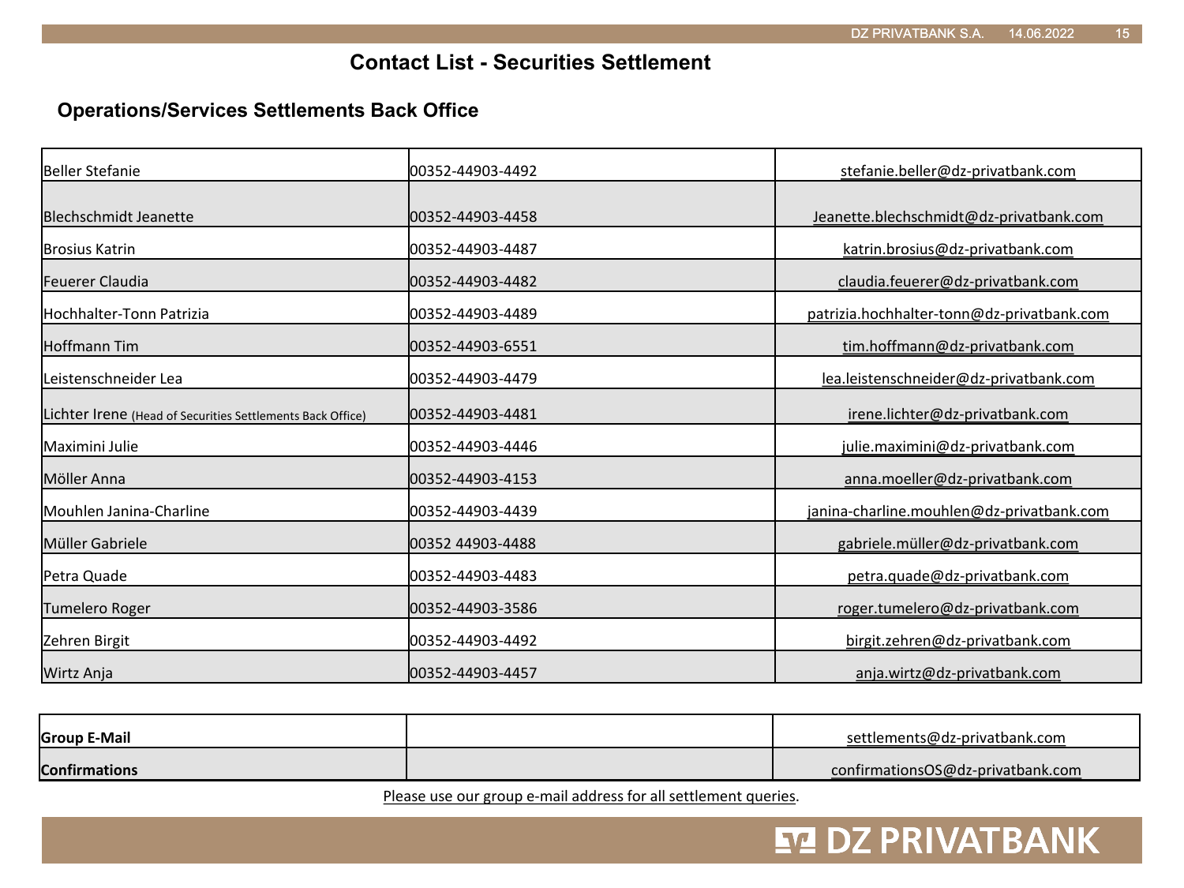# Contact List - Securities Settlement

## Operations/Services Settlements Back Office

| | | |
|---|---|---|
| Beller Stefanie | 00352-44903-4492 | stefanie.beller@dz-privatbank.com |
| Blechschmidt Jeanette | 00352-44903-4458 | Jeanette.blechschmidt@dz-privatbank.com |
| Brosius Katrin | 00352-44903-4487 | katrin.brosius@dz-privatbank.com |
| Feuerer Claudia | 00352-44903-4482 | claudia.feuerer@dz-privatbank.com |
| Hochhalter-Tonn Patrizia | 00352-44903-4489 | patrizia.hochhalter-tonn@dz-privatbank.com |
| Hoffmann Tim | 00352-44903-6551 | tim.hoffmann@dz-privatbank.com |
| Leistenschneider Lea | 00352-44903-4479 | lea.leistenschneider@dz-privatbank.com |
| Lichter Irene (Head of Securities Settlements Back Office) | 00352-44903-4481 | irene.lichter@dz-privatbank.com |
| Maximini Julie | 00352-44903-4446 | julie.maximini@dz-privatbank.com |
| Möller Anna | 00352-44903-4153 | anna.moeller@dz-privatbank.com |
| Mouhlen Janina-Charline | 00352-44903-4439 | janina-charline.mouhlen@dz-privatbank.com |
| Müller Gabriele | 00352 44903-4488 | gabriele.müller@dz-privatbank.com |
| Petra Quade | 00352-44903-4483 | petra.quade@dz-privatbank.com |
| Tumelero Roger | 00352-44903-3586 | roger.tumelero@dz-privatbank.com |
| Zehren Birgit | 00352-44903-4492 | birgit.zehren@dz-privatbank.com |
| Wirtz Anja | 00352-44903-4457 | anja.wirtz@dz-privatbank.com |

| | | |
|---|---|---|
| **Group E-Mail** | | settlements@dz-privatbank.com |
| **Confirmations** | | confirmationsOS@dz-privatbank.com |

Please use our group e-mail address for all settlement queries.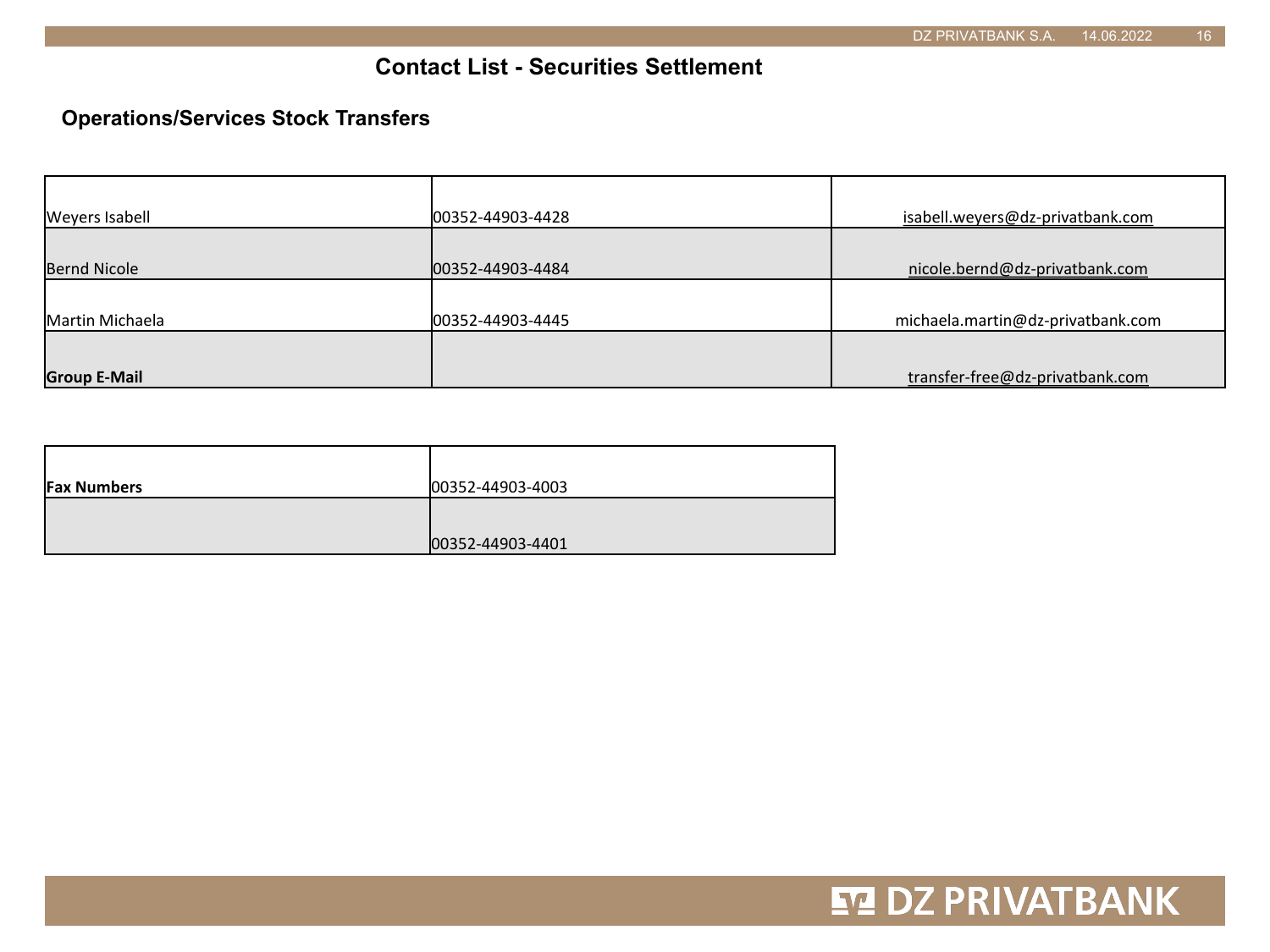# Contact List - Securities Settlement

## Operations/Services Stock Transfers

| | | |
|---|---|---|
| Weyers Isabell | 00352-44903-4428 | isabell.weyers@dz-privatbank.com |
| Bernd Nicole | 00352-44903-4484 | nicole.bernd@dz-privatbank.com |
| Martin Michaela | 00352-44903-4445 | michaela.martin@dz-privatbank.com |
| **Group E-Mail** | | transfer-free@dz-privatbank.com |

| | |
|---|---|
| **Fax Numbers** | 00352-44903-4003 |
| | 00352-44903-4401 |